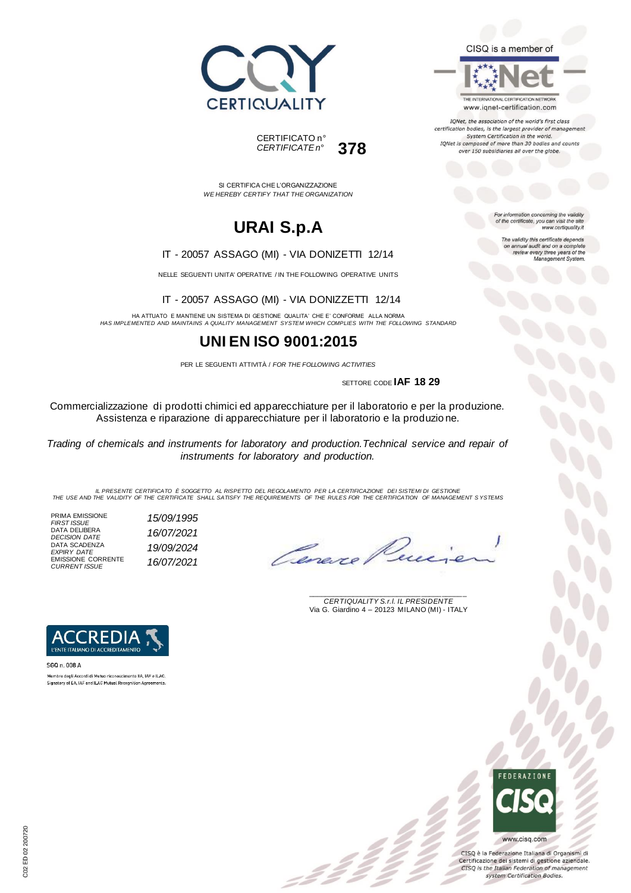CISQ is a member of

THE INTERNATIONAL CERTIFICATION NETWORK
www.iqnet-certification.com

*IQNet, the association of the world's first class certification bodies, is the largest provider of management System Certification in the world. IQNet is composed of more than 30 bodies and counts over 150 subsidiaries all over the globe.*

CERTIFICATO n°
*CERTIFICATE n°* **378**

*For information concerning the validity of the certificate, you can visit the site www.certiquality.it*

*The validity this certificate depends on annual audit and on a complete review every three years of the Management System.*

SI CERTIFICA CHE L'ORGANIZZAZIONE
*WE HEREBY CERTIFY THAT THE ORGANIZATION*

# URAI S.p.A

IT - 20057 ASSAGO (MI) - VIA DONIZETTI 12/14

NELLE SEGUENTI UNITA' OPERATIVE / IN THE FOLLOWING OPERATIVE UNITS

IT - 20057 ASSAGO (MI) - VIA DONIZZETTI 12/14

HA ATTUATO E MANTIENE UN SISTEMA DI GESTIONE QUALITA' CHE E' CONFORME ALLA NORMA
*HAS IMPLEMENTED AND MAINTAINS A QUALITY MANAGEMENT SYSTEM WHICH COMPLIES WITH THE FOLLOWING STANDARD*

# UNI EN ISO 9001:2015

PER LE SEGUENTI ATTIVITÀ / *FOR THE FOLLOWING ACTIVITIES*

SETTORE CODE **IAF 18 29**

Commercializzazione di prodotti chimici ed apparecchiature per il laboratorio e per la produzione. Assistenza e riparazione di apparecchiature per il laboratorio e la produzione.

*Trading of chemicals and instruments for laboratory and production.Technical service and repair of instruments for laboratory and production.*

*IL PRESENTE CERTIFICATO È SOGGETTO AL RISPETTO DEL REGOLAMENTO PER LA CERTIFICAZIONE DEI SISTEMI DI GESTIONE*
*THE USE AND THE VALIDITY OF THE CERTIFICATE SHALL SATISFY THE REQUIREMENTS OF THE RULES FOR THE CERTIFICATION OF MANAGEMENT SYSTEMS*

| | |
|---|---|
| PRIMA EMISSIONE *FIRST ISSUE* | *15/09/1995* |
| DATA DELIBERA *DECISION DATE* | *16/07/2021* |
| DATA SCADENZA *EXPIRY DATE* | *19/09/2024* |
| EMISSIONE CORRENTE *CURRENT ISSUE* | *16/07/2021* |

*CERTIQUALITY S.r.l. IL PRESIDENTE*
Via G. Giardino 4 – 20123 MILANO (MI) - ITALY

ACCREDIA
L'ENTE ITALIANO DI ACCREDITAMENTO

SGQ n. 008 A

Membro degli Accordi di Mutuo riconoscimento EA, IAF e ILAC.
Signatory of EA, IAF and ILAC Mutual Recognition Agreements.

FEDERAZIONE CISQ

www.cisq.com

CISQ è la Federazione Italiana di Organismi di Certificazione dei sistemi di gestione aziendale.
*CISQ is the Italian Federation of management system Certification Bodies.*

C02 ED 02 200720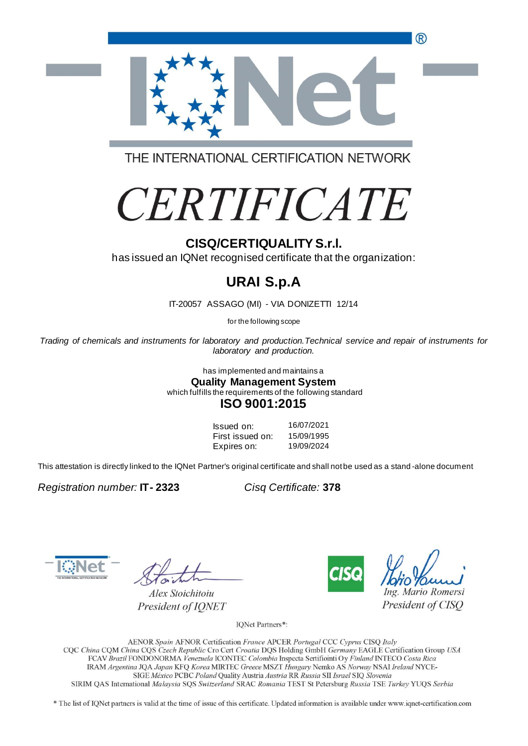THE INTERNATIONAL CERTIFICATION NETWORK

# CERTIFICATE

**CISQ/CERTIQUALITY S.r.l.**

has issued an IQNet recognised certificate that the organization:

## URAI S.p.A

IT-20057 ASSAGO (MI) - VIA DONIZETTI 12/14

for the following scope

*Trading of chemicals and instruments for laboratory and production.Technical service and repair of instruments for laboratory and production.*

has implemented and maintains a

**Quality Management System**

which fulfills the requirements of the following standard

**ISO 9001:2015**

| | |
|---|---|
| Issued on: | 16/07/2021 |
| First issued on: | 15/09/1995 |
| Expires on: | 19/09/2024 |

This attestation is directly linked to the IQNet Partner's original certificate and shall not be used as a stand-alone document

*Registration number:* **IT - 2323** *Cisq Certificate:* **378**

*Alex Stoichitoiu*
*President of IQNET*

*Ing. Mario Romersi*
*President of CISQ*

IQNet Partners*:

AENOR *Spain* AFNOR Certification *France* APCER *Portugal* CCC *Cyprus* CISQ *Italy*
CQC *China* CQM *China* CQS *Czech Republic* Cro Cert *Croatia* DQS Holding GmbH *Germany* EAGLE Certification Group *USA*
FCAV *Brazil* FONDONORMA *Venezuela* ICONTEC *Colombia* Inspecta Sertifiointi Oy *Finland* INTECO *Costa Rica*
IRAM *Argentina* JQA *Japan* KFQ *Korea* MIRTEC *Greece* MSZT *Hungary* Nemko AS *Norway* NSAI *Ireland* NYCE-SIGE *México* PCBC *Poland* Quality Austria *Austria* RR *Russia* SII *Israel* SIQ *Slovenia*
SIRIM QAS International *Malaysia* SQS *Switzerland* SRAC *Romania* TEST St Petersburg *Russia* TSE *Turkey* YUQS *Serbia*

\* The list of IQNet partners is valid at the time of issue of this certificate. Updated information is available under www.iqnet-certification.com